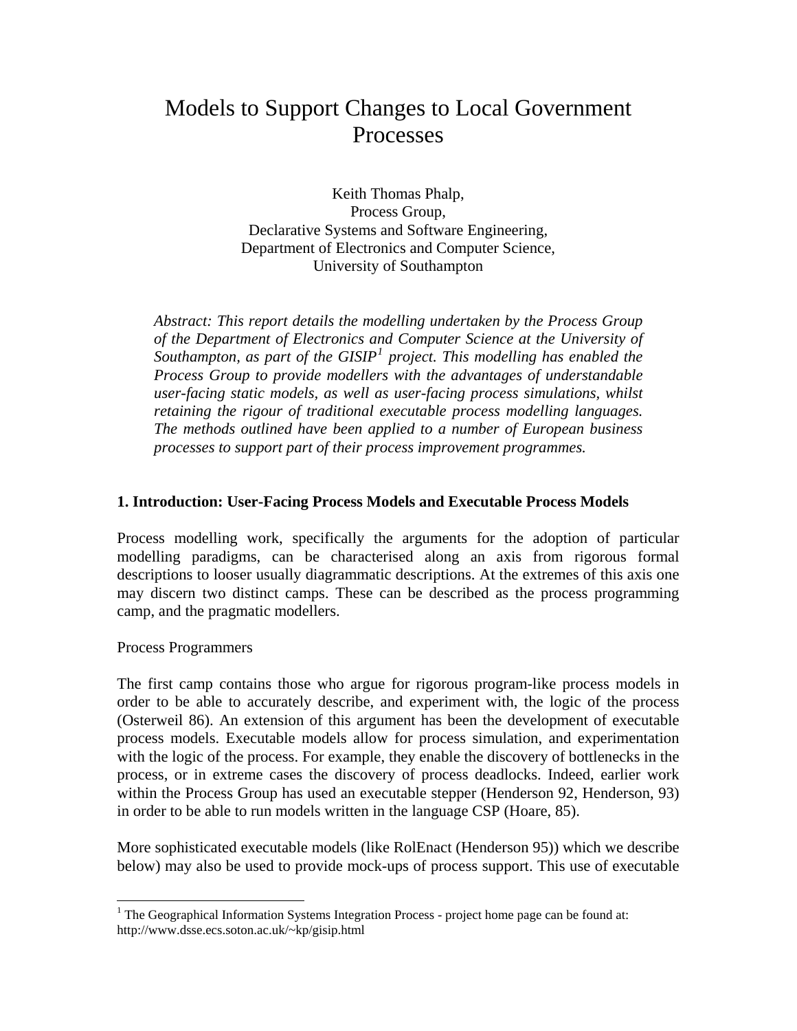# Models to Support Changes to Local Government Processes

Keith Thomas Phalp,
Process Group,
Declarative Systems and Software Engineering,
Department of Electronics and Computer Science,
University of Southampton

*Abstract: This report details the modelling undertaken by the Process Group of the Department of Electronics and Computer Science at the University of Southampton, as part of the GISIP[1] project. This modelling has enabled the Process Group to provide modellers with the advantages of understandable user-facing static models, as well as user-facing process simulations, whilst retaining the rigour of traditional executable process modelling languages. The methods outlined have been applied to a number of European business processes to support part of their process improvement programmes.*

## 1. Introduction: User-Facing Process Models and Executable Process Models

Process modelling work, specifically the arguments for the adoption of particular modelling paradigms, can be characterised along an axis from rigorous formal descriptions to looser usually diagrammatic descriptions. At the extremes of this axis one may discern two distinct camps. These can be described as the process programming camp, and the pragmatic modellers.

Process Programmers

The first camp contains those who argue for rigorous program-like process models in order to be able to accurately describe, and experiment with, the logic of the process (Osterweil 86). An extension of this argument has been the development of executable process models. Executable models allow for process simulation, and experimentation with the logic of the process. For example, they enable the discovery of bottlenecks in the process, or in extreme cases the discovery of process deadlocks. Indeed, earlier work within the Process Group has used an executable stepper (Henderson 92, Henderson, 93) in order to be able to run models written in the language CSP (Hoare, 85).

More sophisticated executable models (like RolEnact (Henderson 95)) which we describe below) may also be used to provide mock-ups of process support. This use of executable

[1] The Geographical Information Systems Integration Process - project home page can be found at: http://www.dsse.ecs.soton.ac.uk/~kp/gisip.html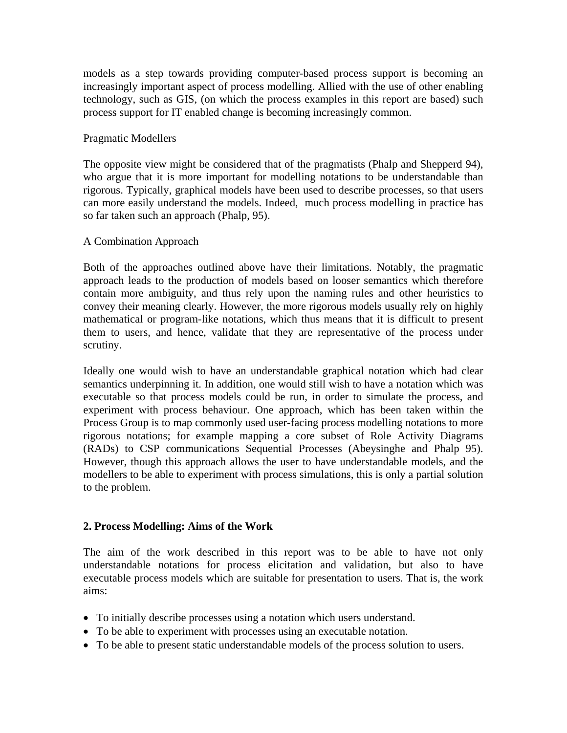models as a step towards providing computer-based process support is becoming an increasingly important aspect of process modelling. Allied with the use of other enabling technology, such as GIS, (on which the process examples in this report are based) such process support for IT enabled change is becoming increasingly common.

Pragmatic Modellers

The opposite view might be considered that of the pragmatists (Phalp and Shepperd 94), who argue that it is more important for modelling notations to be understandable than rigorous. Typically, graphical models have been used to describe processes, so that users can more easily understand the models. Indeed, much process modelling in practice has so far taken such an approach (Phalp, 95).

A Combination Approach

Both of the approaches outlined above have their limitations. Notably, the pragmatic approach leads to the production of models based on looser semantics which therefore contain more ambiguity, and thus rely upon the naming rules and other heuristics to convey their meaning clearly. However, the more rigorous models usually rely on highly mathematical or program-like notations, which thus means that it is difficult to present them to users, and hence, validate that they are representative of the process under scrutiny.

Ideally one would wish to have an understandable graphical notation which had clear semantics underpinning it. In addition, one would still wish to have a notation which was executable so that process models could be run, in order to simulate the process, and experiment with process behaviour. One approach, which has been taken within the Process Group is to map commonly used user-facing process modelling notations to more rigorous notations; for example mapping a core subset of Role Activity Diagrams (RADs) to CSP communications Sequential Processes (Abeysinghe and Phalp 95). However, though this approach allows the user to have understandable models, and the modellers to be able to experiment with process simulations, this is only a partial solution to the problem.

## 2. Process Modelling: Aims of the Work

The aim of the work described in this report was to be able to have not only understandable notations for process elicitation and validation, but also to have executable process models which are suitable for presentation to users. That is, the work aims:

- To initially describe processes using a notation which users understand.
- To be able to experiment with processes using an executable notation.
- To be able to present static understandable models of the process solution to users.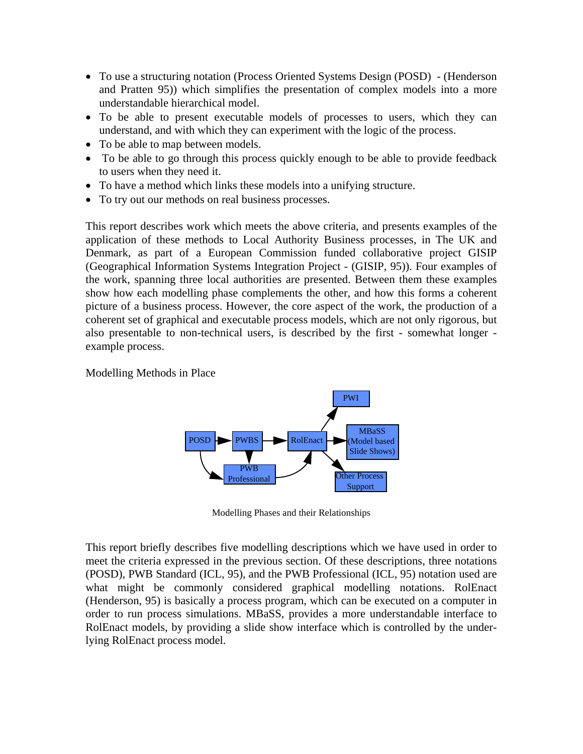- To use a structuring notation (Process Oriented Systems Design (POSD) - (Henderson and Pratten 95)) which simplifies the presentation of complex models into a more understandable hierarchical model.
- To be able to present executable models of processes to users, which they can understand, and with which they can experiment with the logic of the process.
- To be able to map between models.
- To be able to go through this process quickly enough to be able to provide feedback to users when they need it.
- To have a method which links these models into a unifying structure.
- To try out our methods on real business processes.

This report describes work which meets the above criteria, and presents examples of the application of these methods to Local Authority Business processes, in The UK and Denmark, as part of a European Commission funded collaborative project GISIP (Geographical Information Systems Integration Project - (GISIP, 95)). Four examples of the work, spanning three local authorities are presented. Between them these examples show how each modelling phase complements the other, and how this forms a coherent picture of a business process. However, the core aspect of the work, the production of a coherent set of graphical and executable process models, which are not only rigorous, but also presentable to non-technical users, is described by the first - somewhat longer - example process.

Modelling Methods in Place

Modelling Phases and their Relationships

This report briefly describes five modelling descriptions which we have used in order to meet the criteria expressed in the previous section. Of these descriptions, three notations (POSD), PWB Standard (ICL, 95), and the PWB Professional (ICL, 95) notation used are what might be commonly considered graphical modelling notations. RolEnact (Henderson, 95) is basically a process program, which can be executed on a computer in order to run process simulations. MBaSS, provides a more understandable interface to RolEnact models, by providing a slide show interface which is controlled by the under-lying RolEnact process model.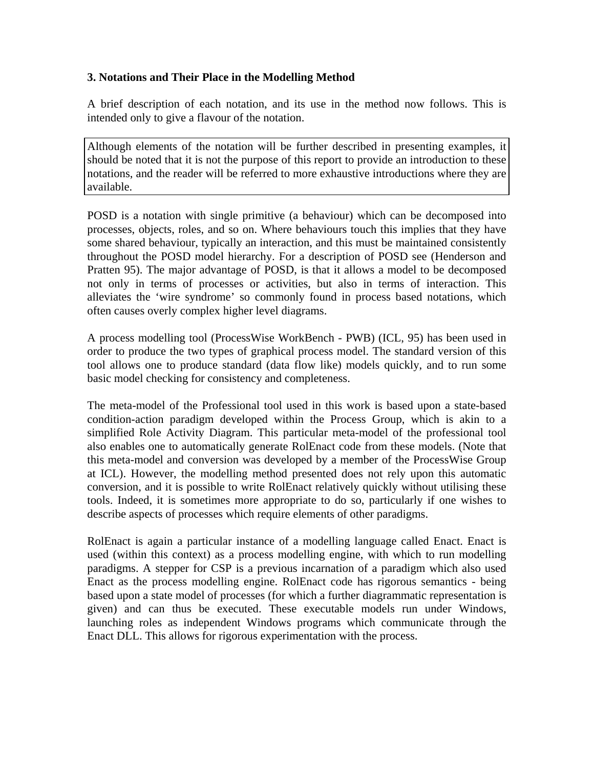### 3. Notations and Their Place in the Modelling Method

A brief description of each notation, and its use in the method now follows. This is intended only to give a flavour of the notation.

> Although elements of the notation will be further described in presenting examples, it should be noted that it is not the purpose of this report to provide an introduction to these notations, and the reader will be referred to more exhaustive introductions where they are available.

POSD is a notation with single primitive (a behaviour) which can be decomposed into processes, objects, roles, and so on. Where behaviours touch this implies that they have some shared behaviour, typically an interaction, and this must be maintained consistently throughout the POSD model hierarchy. For a description of POSD see (Henderson and Pratten 95). The major advantage of POSD, is that it allows a model to be decomposed not only in terms of processes or activities, but also in terms of interaction. This alleviates the 'wire syndrome' so commonly found in process based notations, which often causes overly complex higher level diagrams.

A process modelling tool (ProcessWise WorkBench - PWB) (ICL, 95) has been used in order to produce the two types of graphical process model. The standard version of this tool allows one to produce standard (data flow like) models quickly, and to run some basic model checking for consistency and completeness.

The meta-model of the Professional tool used in this work is based upon a state-based condition-action paradigm developed within the Process Group, which is akin to a simplified Role Activity Diagram. This particular meta-model of the professional tool also enables one to automatically generate RolEnact code from these models. (Note that this meta-model and conversion was developed by a member of the ProcessWise Group at ICL). However, the modelling method presented does not rely upon this automatic conversion, and it is possible to write RolEnact relatively quickly without utilising these tools. Indeed, it is sometimes more appropriate to do so, particularly if one wishes to describe aspects of processes which require elements of other paradigms.

RolEnact is again a particular instance of a modelling language called Enact. Enact is used (within this context) as a process modelling engine, with which to run modelling paradigms. A stepper for CSP is a previous incarnation of a paradigm which also used Enact as the process modelling engine. RolEnact code has rigorous semantics - being based upon a state model of processes (for which a further diagrammatic representation is given) and can thus be executed. These executable models run under Windows, launching roles as independent Windows programs which communicate through the Enact DLL. This allows for rigorous experimentation with the process.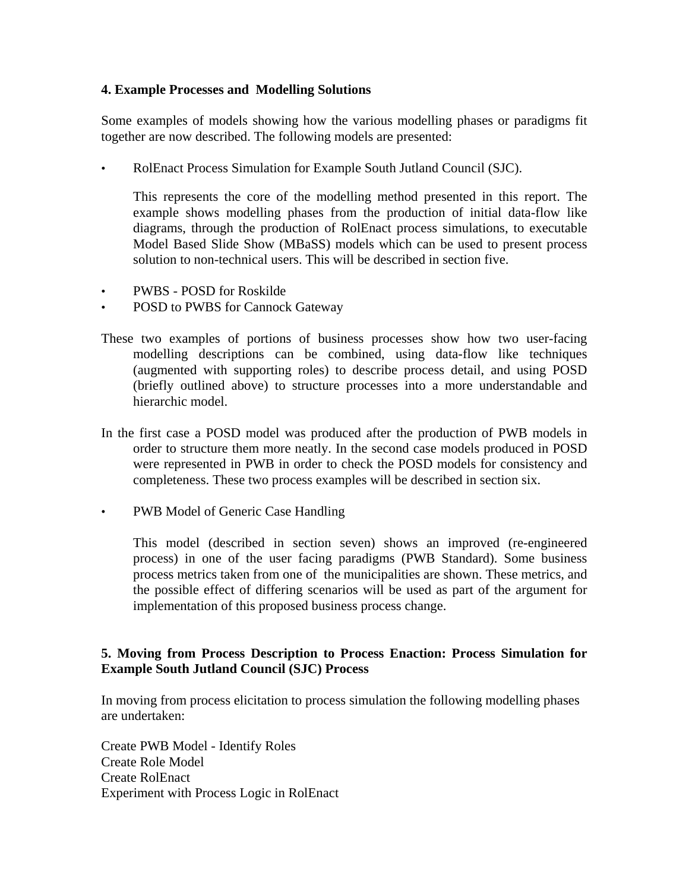## 4. Example Processes and Modelling Solutions

Some examples of models showing how the various modelling phases or paradigms fit together are now described. The following models are presented:

- RolEnact Process Simulation for Example South Jutland Council (SJC).

  This represents the core of the modelling method presented in this report. The example shows modelling phases from the production of initial data-flow like diagrams, through the production of RolEnact process simulations, to executable Model Based Slide Show (MBaSS) models which can be used to present process solution to non-technical users. This will be described in section five.

- PWBS - POSD for Roskilde
- POSD to PWBS for Cannock Gateway

These two examples of portions of business processes show how two user-facing modelling descriptions can be combined, using data-flow like techniques (augmented with supporting roles) to describe process detail, and using POSD (briefly outlined above) to structure processes into a more understandable and hierarchic model.

In the first case a POSD model was produced after the production of PWB models in order to structure them more neatly. In the second case models produced in POSD were represented in PWB in order to check the POSD models for consistency and completeness. These two process examples will be described in section six.

- PWB Model of Generic Case Handling

  This model (described in section seven) shows an improved (re-engineered process) in one of the user facing paradigms (PWB Standard). Some business process metrics taken from one of the municipalities are shown. These metrics, and the possible effect of differing scenarios will be used as part of the argument for implementation of this proposed business process change.

## 5. Moving from Process Description to Process Enaction: Process Simulation for Example South Jutland Council (SJC) Process

In moving from process elicitation to process simulation the following modelling phases are undertaken:

Create PWB Model - Identify Roles
Create Role Model
Create RolEnact
Experiment with Process Logic in RolEnact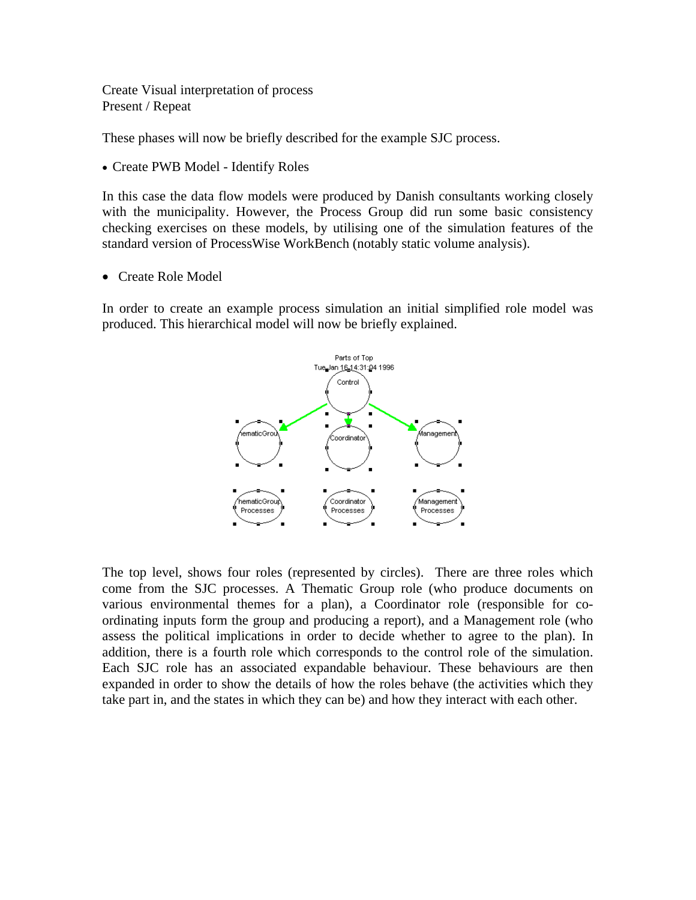Create Visual interpretation of process
Present / Repeat

These phases will now be briefly described for the example SJC process.

- Create PWB Model - Identify Roles

In this case the data flow models were produced by Danish consultants working closely with the municipality. However, the Process Group did run some basic consistency checking exercises on these models, by utilising one of the simulation features of the standard version of ProcessWise WorkBench (notably static volume analysis).

- Create Role Model

In order to create an example process simulation an initial simplified role model was produced. This hierarchical model will now be briefly explained.

The top level, shows four roles (represented by circles). There are three roles which come from the SJC processes. A Thematic Group role (who produce documents on various environmental themes for a plan), a Coordinator role (responsible for co-ordinating inputs form the group and producing a report), and a Management role (who assess the political implications in order to decide whether to agree to the plan). In addition, there is a fourth role which corresponds to the control role of the simulation. Each SJC role has an associated expandable behaviour. These behaviours are then expanded in order to show the details of how the roles behave (the activities which they take part in, and the states in which they can be) and how they interact with each other.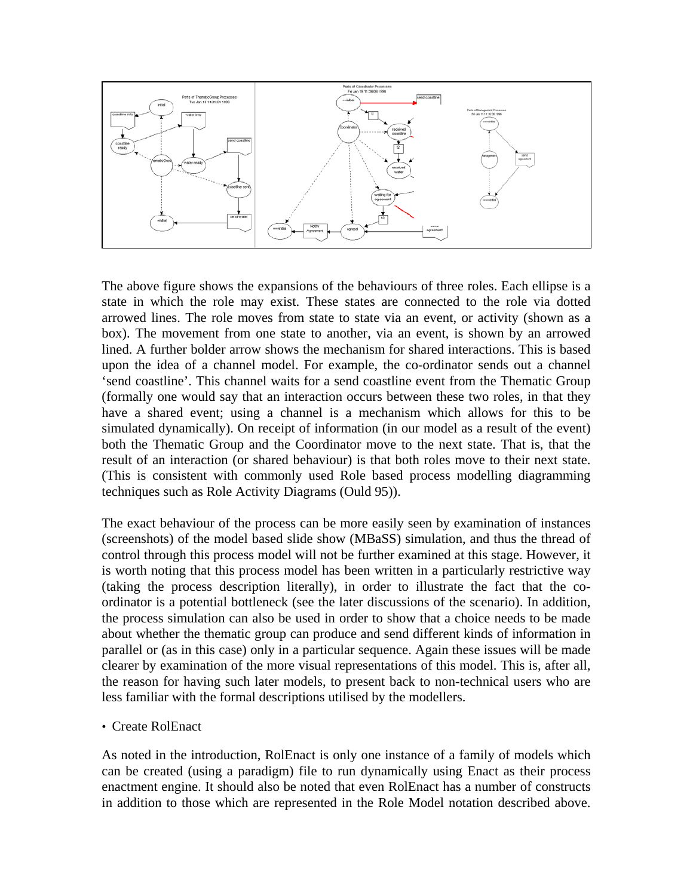The above figure shows the expansions of the behaviours of three roles. Each ellipse is a state in which the role may exist. These states are connected to the role via dotted arrowed lines. The role moves from state to state via an event, or activity (shown as a box). The movement from one state to another, via an event, is shown by an arrowed lined. A further bolder arrow shows the mechanism for shared interactions. This is based upon the idea of a channel model. For example, the co-ordinator sends out a channel 'send coastline'. This channel waits for a send coastline event from the Thematic Group (formally one would say that an interaction occurs between these two roles, in that they have a shared event; using a channel is a mechanism which allows for this to be simulated dynamically). On receipt of information (in our model as a result of the event) both the Thematic Group and the Coordinator move to the next state. That is, that the result of an interaction (or shared behaviour) is that both roles move to their next state. (This is consistent with commonly used Role based process modelling diagramming techniques such as Role Activity Diagrams (Ould 95)).

The exact behaviour of the process can be more easily seen by examination of instances (screenshots) of the model based slide show (MBaSS) simulation, and thus the thread of control through this process model will not be further examined at this stage. However, it is worth noting that this process model has been written in a particularly restrictive way (taking the process description literally), in order to illustrate the fact that the co-ordinator is a potential bottleneck (see the later discussions of the scenario). In addition, the process simulation can also be used in order to show that a choice needs to be made about whether the thematic group can produce and send different kinds of information in parallel or (as in this case) only in a particular sequence. Again these issues will be made clearer by examination of the more visual representations of this model. This is, after all, the reason for having such later models, to present back to non-technical users who are less familiar with the formal descriptions utilised by the modellers.

- Create RolEnact

As noted in the introduction, RolEnact is only one instance of a family of models which can be created (using a paradigm) file to run dynamically using Enact as their process enactment engine. It should also be noted that even RolEnact has a number of constructs in addition to those which are represented in the Role Model notation described above.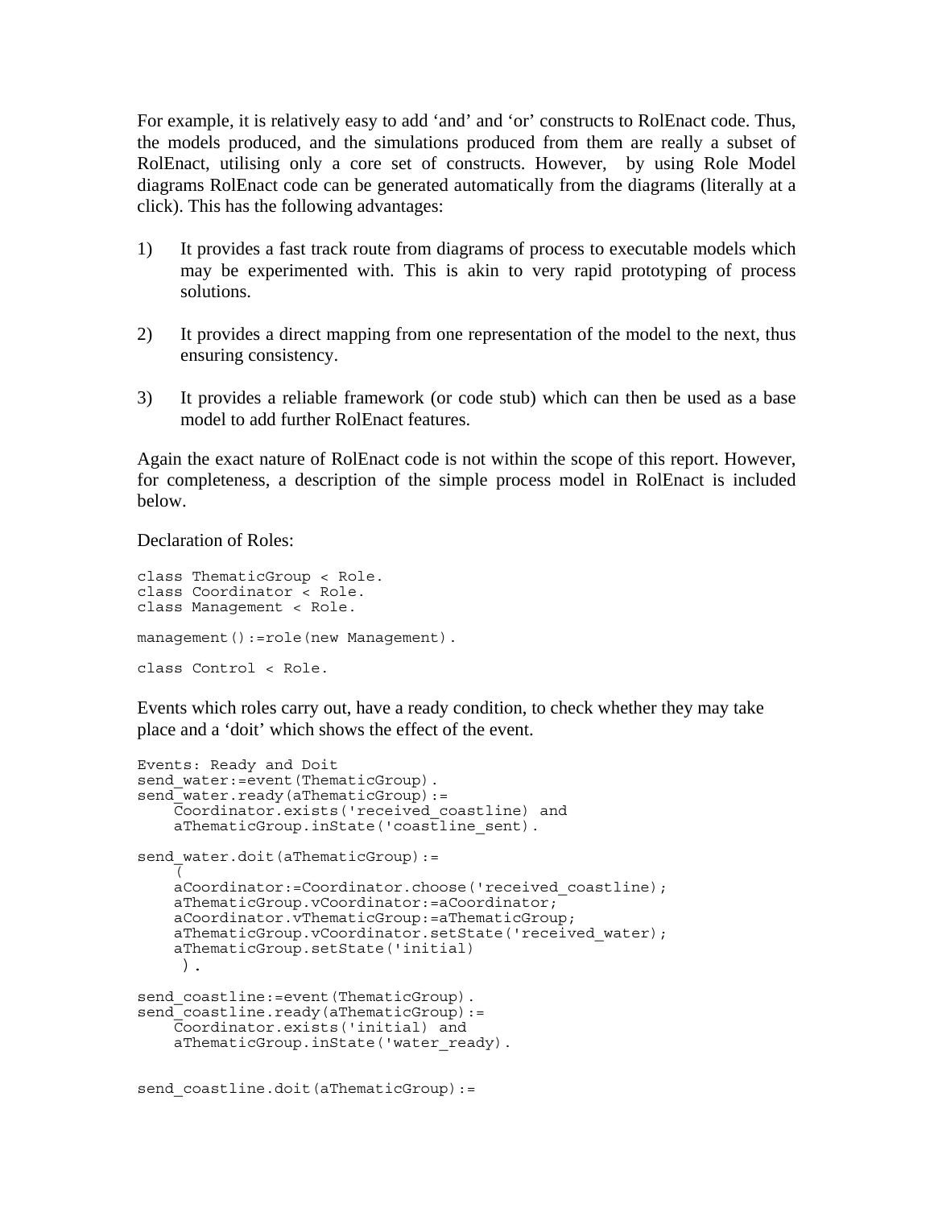For example, it is relatively easy to add 'and' and 'or' constructs to RolEnact code. Thus, the models produced, and the simulations produced from them are really a subset of RolEnact, utilising only a core set of constructs. However, by using Role Model diagrams RolEnact code can be generated automatically from the diagrams (literally at a click). This has the following advantages:

1) It provides a fast track route from diagrams of process to executable models which may be experimented with. This is akin to very rapid prototyping of process solutions.

2) It provides a direct mapping from one representation of the model to the next, thus ensuring consistency.

3) It provides a reliable framework (or code stub) which can then be used as a base model to add further RolEnact features.

Again the exact nature of RolEnact code is not within the scope of this report. However, for completeness, a description of the simple process model in RolEnact is included below.

Declaration of Roles:

```
class ThematicGroup < Role.
class Coordinator < Role.
class Management < Role.

management():=role(new Management).

class Control < Role.
```

Events which roles carry out, have a ready condition, to check whether they may take place and a 'doit' which shows the effect of the event.

```
Events: Ready and Doit
send_water:=event(ThematicGroup).
send_water.ready(aThematicGroup):=
    Coordinator.exists('received_coastline) and
    aThematicGroup.inState('coastline_sent).

send_water.doit(aThematicGroup):=
    (
    aCoordinator:=Coordinator.choose('received_coastline);
    aThematicGroup.vCoordinator:=aCoordinator;
    aCoordinator.vThematicGroup:=aThematicGroup;
    aThematicGroup.vCoordinator.setState('received_water);
    aThematicGroup.setState('initial)
     ).

send_coastline:=event(ThematicGroup).
send_coastline.ready(aThematicGroup):=
    Coordinator.exists('initial) and
    aThematicGroup.inState('water_ready).


send_coastline.doit(aThematicGroup):=
```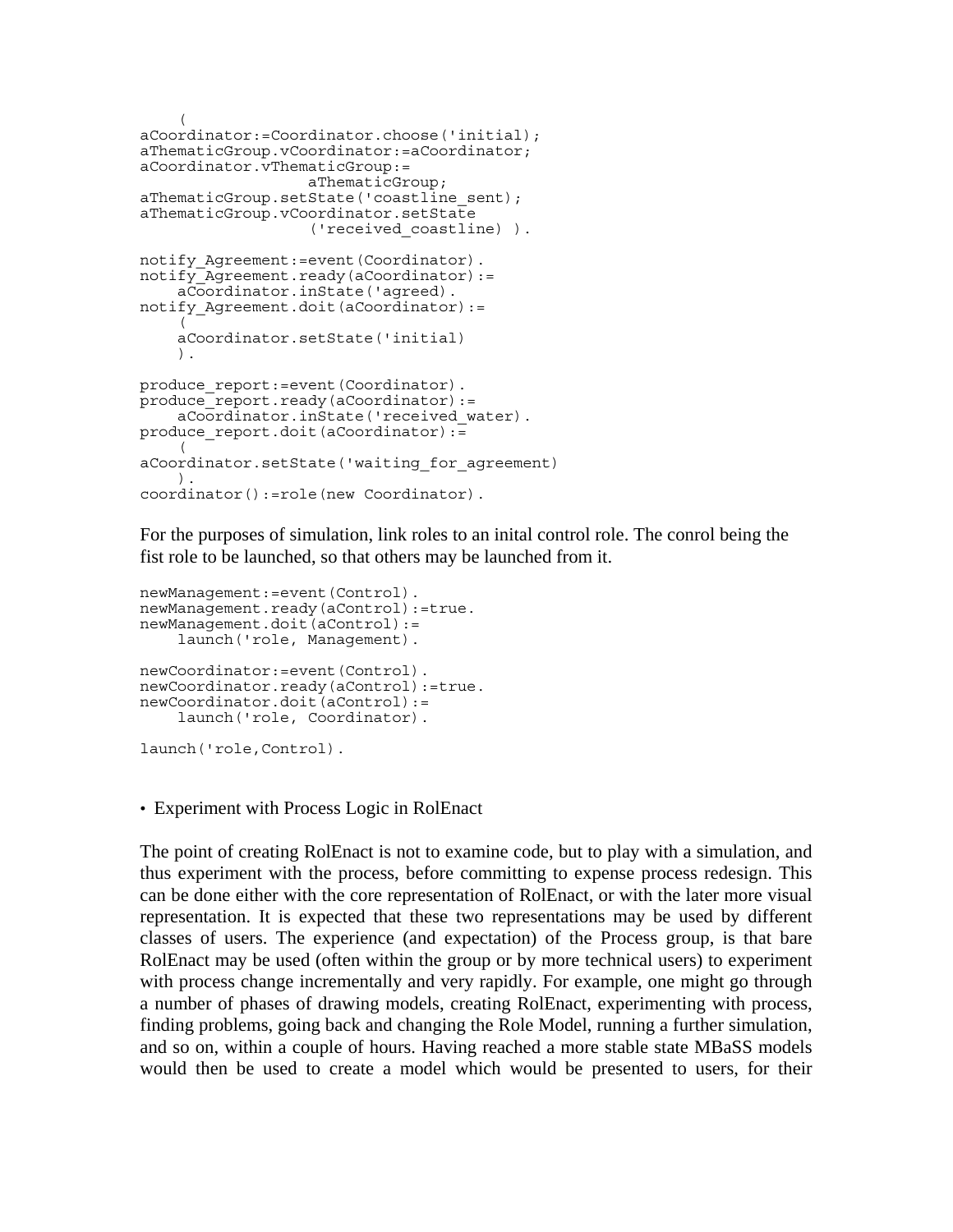```
    (
aCoordinator:=Coordinator.choose('initial);
aThematicGroup.vCoordinator:=aCoordinator;
aCoordinator.vThematicGroup:=
                  aThematicGroup;
aThematicGroup.setState('coastline_sent);
aThematicGroup.vCoordinator.setState
                  ('received_coastline) ).

notify_Agreement:=event(Coordinator).
notify_Agreement.ready(aCoordinator):=
    aCoordinator.inState('agreed).
notify_Agreement.doit(aCoordinator):=
    (
    aCoordinator.setState('initial)
    ).

produce_report:=event(Coordinator).
produce_report.ready(aCoordinator):=
    aCoordinator.inState('received_water).
produce_report.doit(aCoordinator):=
    (
aCoordinator.setState('waiting_for_agreement)
    ).
coordinator():=role(new Coordinator).
```

For the purposes of simulation, link roles to an inital control role. The conrol being the fist role to be launched, so that others may be launched from it.

```
newManagement:=event(Control).
newManagement.ready(aControl):=true.
newManagement.doit(aControl):=
    launch('role, Management).

newCoordinator:=event(Control).
newCoordinator.ready(aControl):=true.
newCoordinator.doit(aControl):=
    launch('role, Coordinator).

launch('role,Control).
```

- Experiment with Process Logic in RolEnact

The point of creating RolEnact is not to examine code, but to play with a simulation, and thus experiment with the process, before committing to expense process redesign. This can be done either with the core representation of RolEnact, or with the later more visual representation. It is expected that these two representations may be used by different classes of users. The experience (and expectation) of the Process group, is that bare RolEnact may be used (often within the group or by more technical users) to experiment with process change incrementally and very rapidly. For example, one might go through a number of phases of drawing models, creating RolEnact, experimenting with process, finding problems, going back and changing the Role Model, running a further simulation, and so on, within a couple of hours. Having reached a more stable state MBaSS models would then be used to create a model which would be presented to users, for their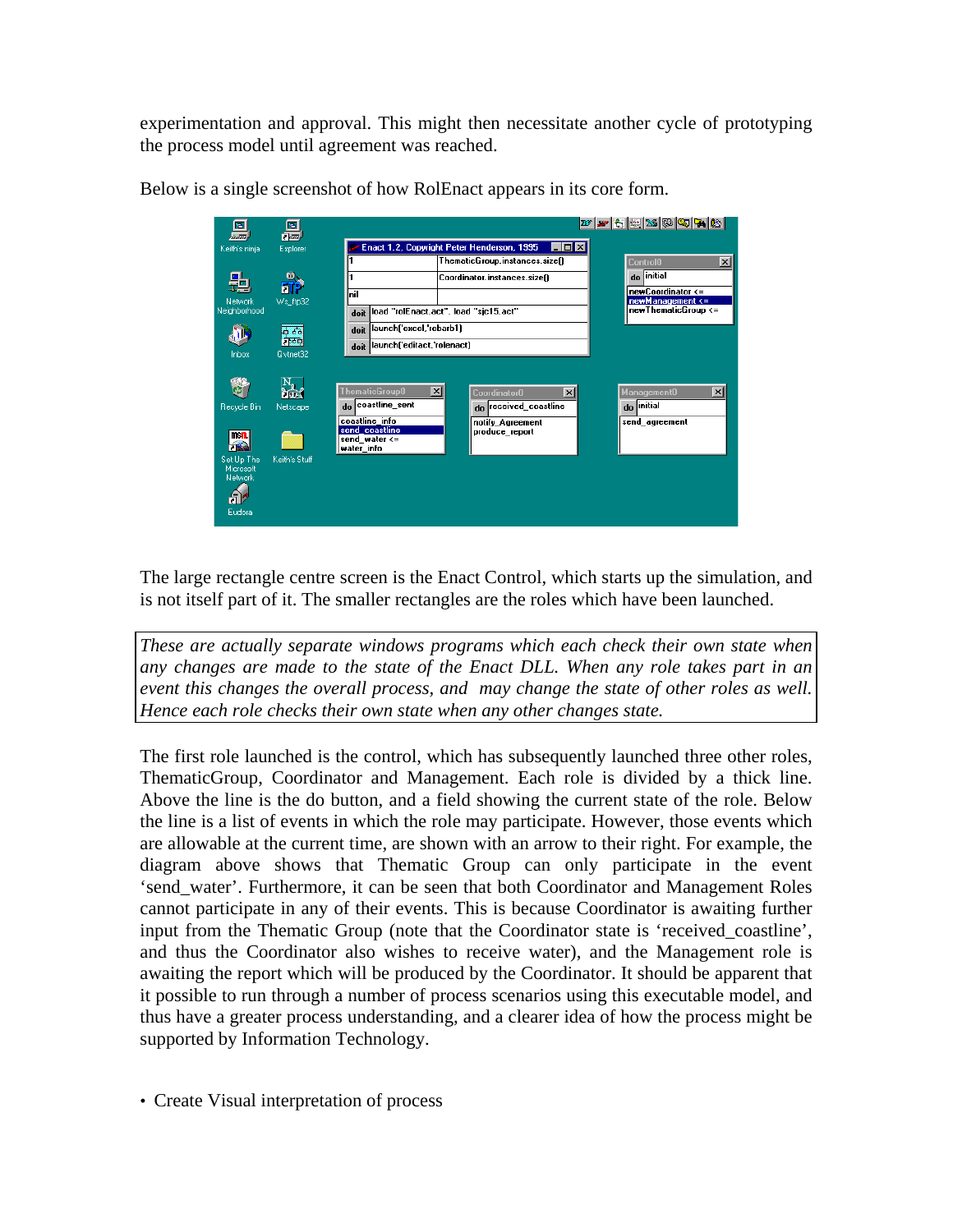experimentation and approval. This might then necessitate another cycle of prototyping the process model until agreement was reached.

Below is a single screenshot of how RolEnact appears in its core form.

The large rectangle centre screen is the Enact Control, which starts up the simulation, and is not itself part of it. The smaller rectangles are the roles which have been launched.

*These are actually separate windows programs which each check their own state when any changes are made to the state of the Enact DLL. When any role takes part in an event this changes the overall process, and may change the state of other roles as well. Hence each role checks their own state when any other changes state.*

The first role launched is the control, which has subsequently launched three other roles, ThematicGroup, Coordinator and Management. Each role is divided by a thick line. Above the line is the do button, and a field showing the current state of the role. Below the line is a list of events in which the role may participate. However, those events which are allowable at the current time, are shown with an arrow to their right. For example, the diagram above shows that Thematic Group can only participate in the event 'send_water'. Furthermore, it can be seen that both Coordinator and Management Roles cannot participate in any of their events. This is because Coordinator is awaiting further input from the Thematic Group (note that the Coordinator state is 'received_coastline', and thus the Coordinator also wishes to receive water), and the Management role is awaiting the report which will be produced by the Coordinator. It should be apparent that it possible to run through a number of process scenarios using this executable model, and thus have a greater process understanding, and a clearer idea of how the process might be supported by Information Technology.

- Create Visual interpretation of process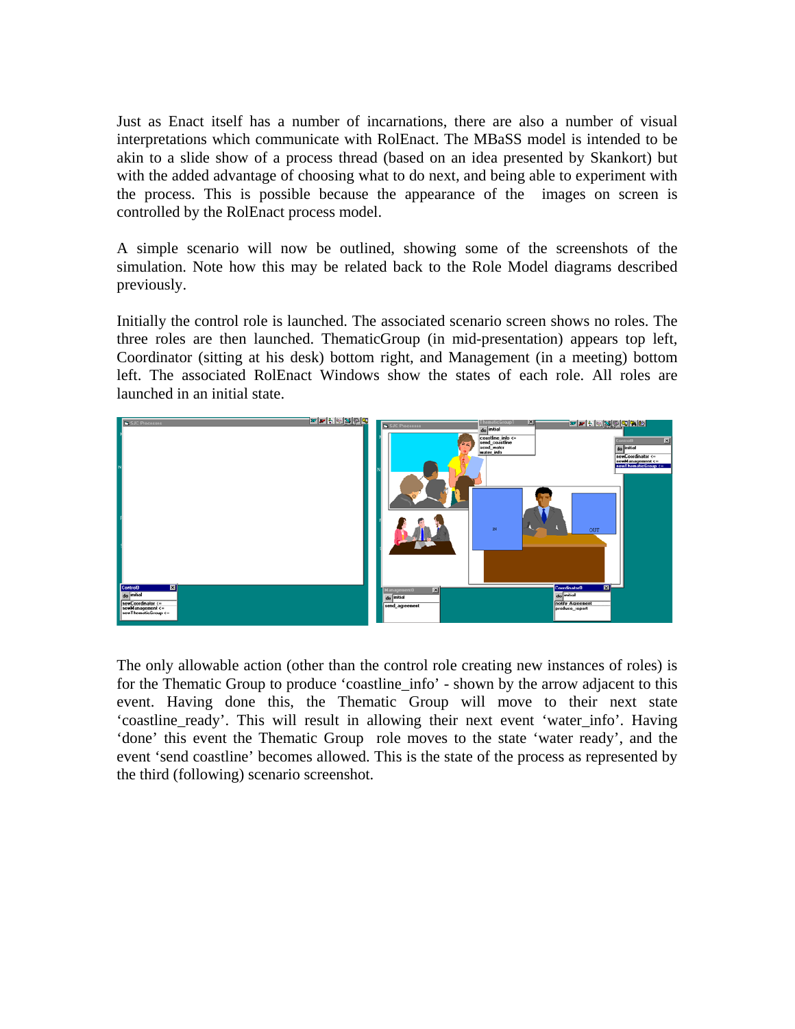Just as Enact itself has a number of incarnations, there are also a number of visual interpretations which communicate with RolEnact. The MBaSS model is intended to be akin to a slide show of a process thread (based on an idea presented by Skankort) but with the added advantage of choosing what to do next, and being able to experiment with the process. This is possible because the appearance of the images on screen is controlled by the RolEnact process model.

A simple scenario will now be outlined, showing some of the screenshots of the simulation. Note how this may be related back to the Role Model diagrams described previously.

Initially the control role is launched. The associated scenario screen shows no roles. The three roles are then launched. ThematicGroup (in mid-presentation) appears top left, Coordinator (sitting at his desk) bottom right, and Management (in a meeting) bottom left. The associated RolEnact Windows show the states of each role. All roles are launched in an initial state.

The only allowable action (other than the control role creating new instances of roles) is for the Thematic Group to produce 'coastline_info' - shown by the arrow adjacent to this event. Having done this, the Thematic Group will move to their next state 'coastline_ready'. This will result in allowing their next event 'water_info'. Having 'done' this event the Thematic Group role moves to the state 'water ready', and the event 'send coastline' becomes allowed. This is the state of the process as represented by the third (following) scenario screenshot.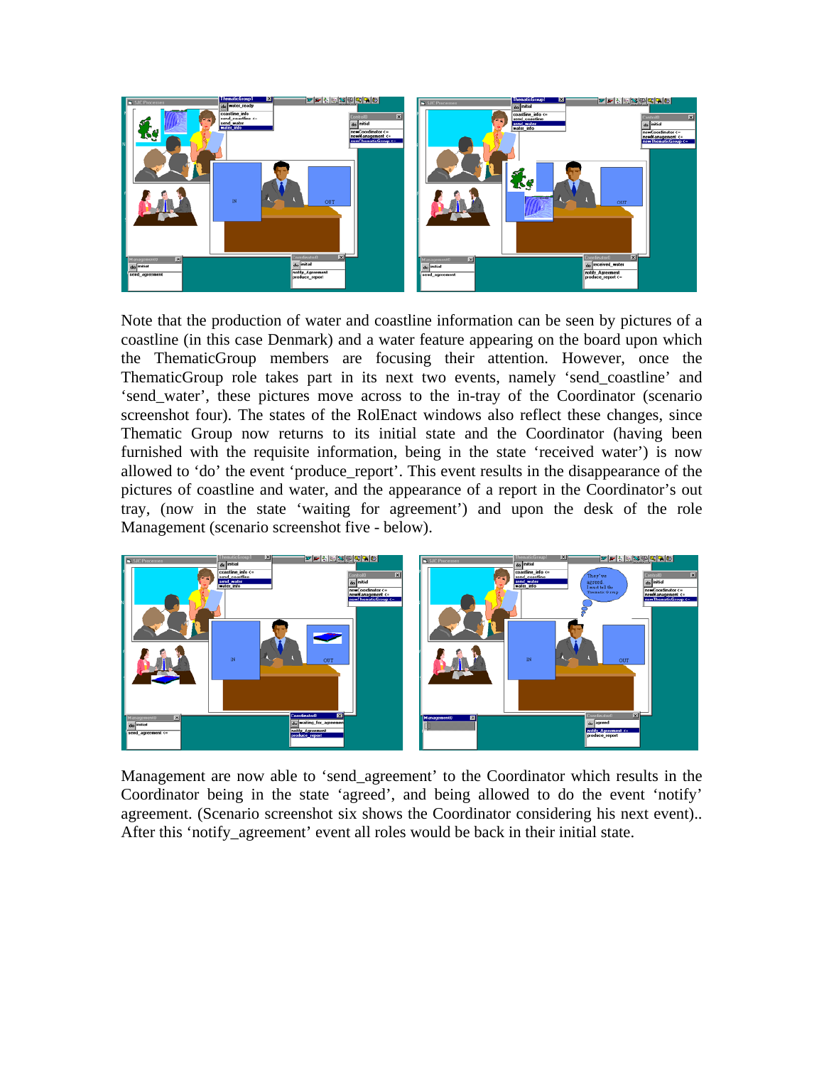Note that the production of water and coastline information can be seen by pictures of a coastline (in this case Denmark) and a water feature appearing on the board upon which the ThematicGroup members are focusing their attention. However, once the ThematicGroup role takes part in its next two events, namely 'send_coastline' and 'send_water', these pictures move across to the in-tray of the Coordinator (scenario screenshot four). The states of the RolEnact windows also reflect these changes, since Thematic Group now returns to its initial state and the Coordinator (having been furnished with the requisite information, being in the state 'received water') is now allowed to 'do' the event 'produce_report'. This event results in the disappearance of the pictures of coastline and water, and the appearance of a report in the Coordinator's out tray, (now in the state 'waiting for agreement') and upon the desk of the role Management (scenario screenshot five - below).

Management are now able to 'send_agreement' to the Coordinator which results in the Coordinator being in the state 'agreed', and being allowed to do the event 'notify' agreement. (Scenario screenshot six shows the Coordinator considering his next event).. After this 'notify_agreement' event all roles would be back in their initial state.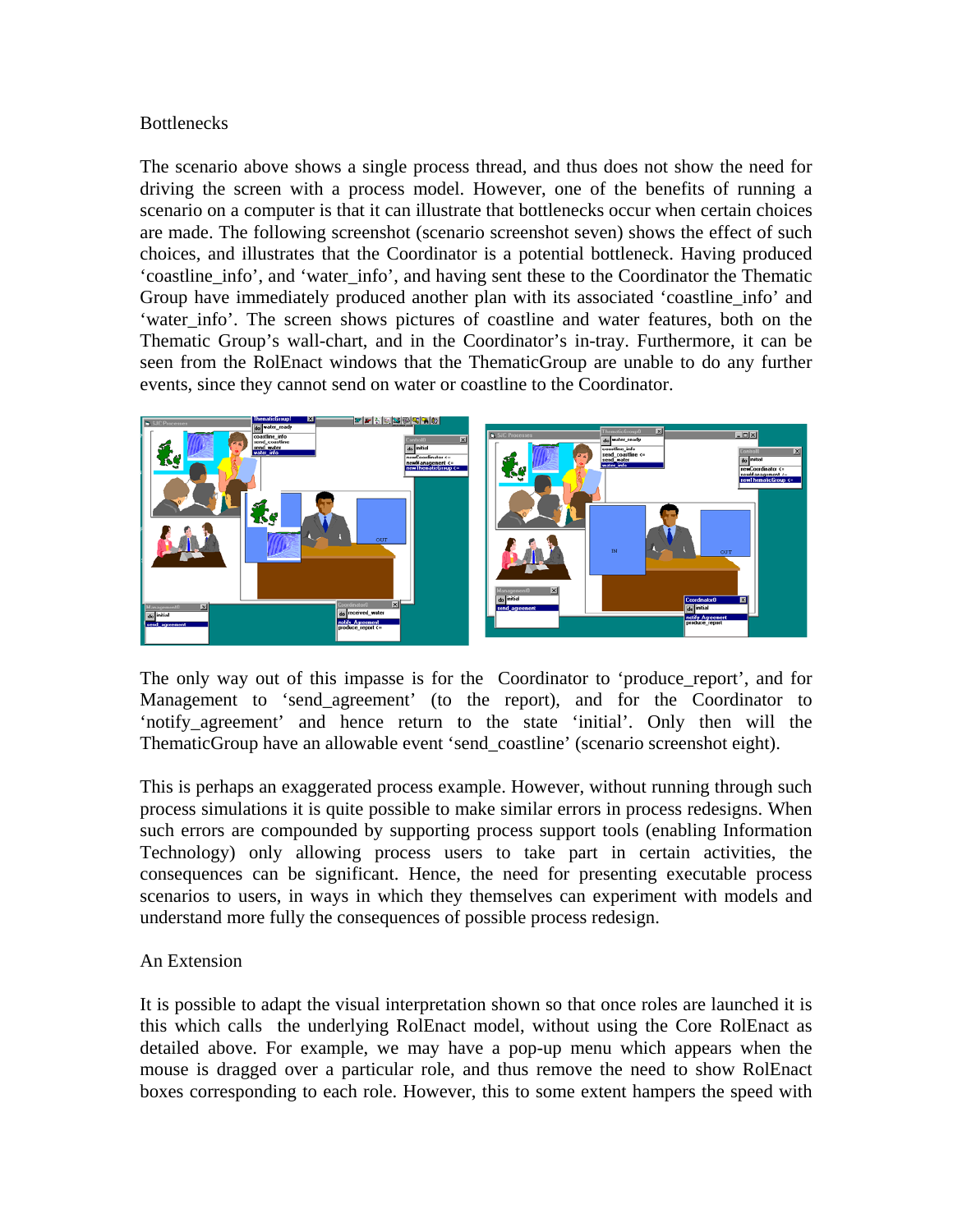Bottlenecks

The scenario above shows a single process thread, and thus does not show the need for driving the screen with a process model. However, one of the benefits of running a scenario on a computer is that it can illustrate that bottlenecks occur when certain choices are made. The following screenshot (scenario screenshot seven) shows the effect of such choices, and illustrates that the Coordinator is a potential bottleneck. Having produced 'coastline_info', and 'water_info', and having sent these to the Coordinator the Thematic Group have immediately produced another plan with its associated 'coastline_info' and 'water_info'. The screen shows pictures of coastline and water features, both on the Thematic Group's wall-chart, and in the Coordinator's in-tray. Furthermore, it can be seen from the RolEnact windows that the ThematicGroup are unable to do any further events, since they cannot send on water or coastline to the Coordinator.

The only way out of this impasse is for the Coordinator to 'produce_report', and for Management to 'send_agreement' (to the report), and for the Coordinator to 'notify_agreement' and hence return to the state 'initial'. Only then will the ThematicGroup have an allowable event 'send_coastline' (scenario screenshot eight).

This is perhaps an exaggerated process example. However, without running through such process simulations it is quite possible to make similar errors in process redesigns. When such errors are compounded by supporting process support tools (enabling Information Technology) only allowing process users to take part in certain activities, the consequences can be significant. Hence, the need for presenting executable process scenarios to users, in ways in which they themselves can experiment with models and understand more fully the consequences of possible process redesign.

An Extension

It is possible to adapt the visual interpretation shown so that once roles are launched it is this which calls the underlying RolEnact model, without using the Core RolEnact as detailed above. For example, we may have a pop-up menu which appears when the mouse is dragged over a particular role, and thus remove the need to show RolEnact boxes corresponding to each role. However, this to some extent hampers the speed with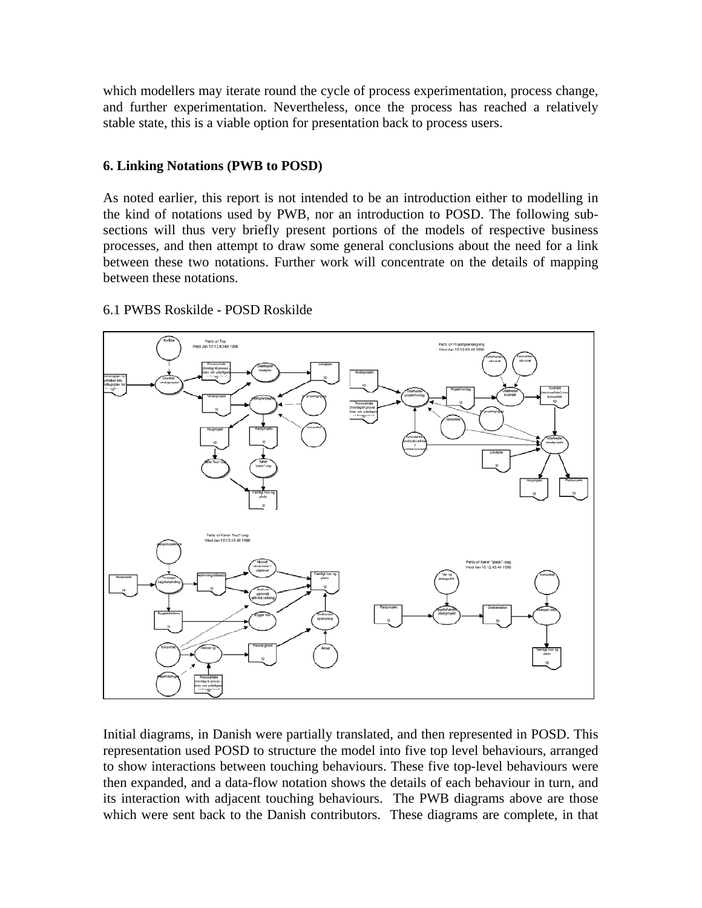which modellers may iterate round the cycle of process experimentation, process change, and further experimentation. Nevertheless, once the process has reached a relatively stable state, this is a viable option for presentation back to process users.

## 6. Linking Notations (PWB to POSD)

As noted earlier, this report is not intended to be an introduction either to modelling in the kind of notations used by PWB, nor an introduction to POSD. The following sub-sections will thus very briefly present portions of the models of respective business processes, and then attempt to draw some general conclusions about the need for a link between these two notations. Further work will concentrate on the details of mapping between these notations.

### 6.1 PWBS Roskilde - POSD Roskilde

Initial diagrams, in Danish were partially translated, and then represented in POSD. This representation used POSD to structure the model into five top level behaviours, arranged to show interactions between touching behaviours. These five top-level behaviours were then expanded, and a data-flow notation shows the details of each behaviour in turn, and its interaction with adjacent touching behaviours. The PWB diagrams above are those which were sent back to the Danish contributors. These diagrams are complete, in that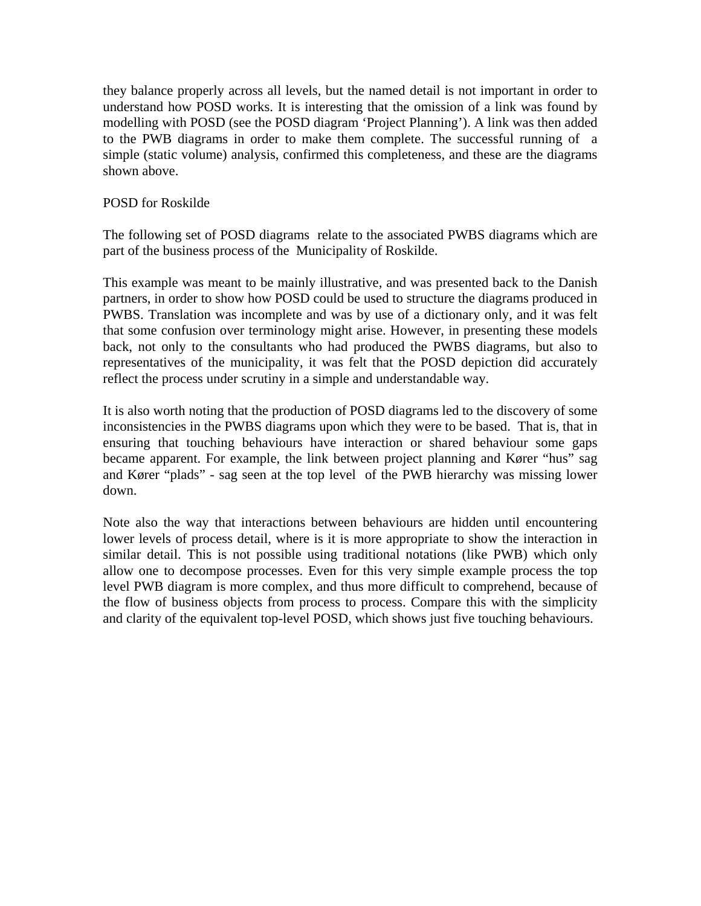they balance properly across all levels, but the named detail is not important in order to understand how POSD works. It is interesting that the omission of a link was found by modelling with POSD (see the POSD diagram 'Project Planning'). A link was then added to the PWB diagrams in order to make them complete. The successful running of a simple (static volume) analysis, confirmed this completeness, and these are the diagrams shown above.

## POSD for Roskilde

The following set of POSD diagrams relate to the associated PWBS diagrams which are part of the business process of the Municipality of Roskilde.

This example was meant to be mainly illustrative, and was presented back to the Danish partners, in order to show how POSD could be used to structure the diagrams produced in PWBS. Translation was incomplete and was by use of a dictionary only, and it was felt that some confusion over terminology might arise. However, in presenting these models back, not only to the consultants who had produced the PWBS diagrams, but also to representatives of the municipality, it was felt that the POSD depiction did accurately reflect the process under scrutiny in a simple and understandable way.

It is also worth noting that the production of POSD diagrams led to the discovery of some inconsistencies in the PWBS diagrams upon which they were to be based. That is, that in ensuring that touching behaviours have interaction or shared behaviour some gaps became apparent. For example, the link between project planning and Kører "hus" sag and Kører "plads" - sag seen at the top level of the PWB hierarchy was missing lower down.

Note also the way that interactions between behaviours are hidden until encountering lower levels of process detail, where is it is more appropriate to show the interaction in similar detail. This is not possible using traditional notations (like PWB) which only allow one to decompose processes. Even for this very simple example process the top level PWB diagram is more complex, and thus more difficult to comprehend, because of the flow of business objects from process to process. Compare this with the simplicity and clarity of the equivalent top-level POSD, which shows just five touching behaviours.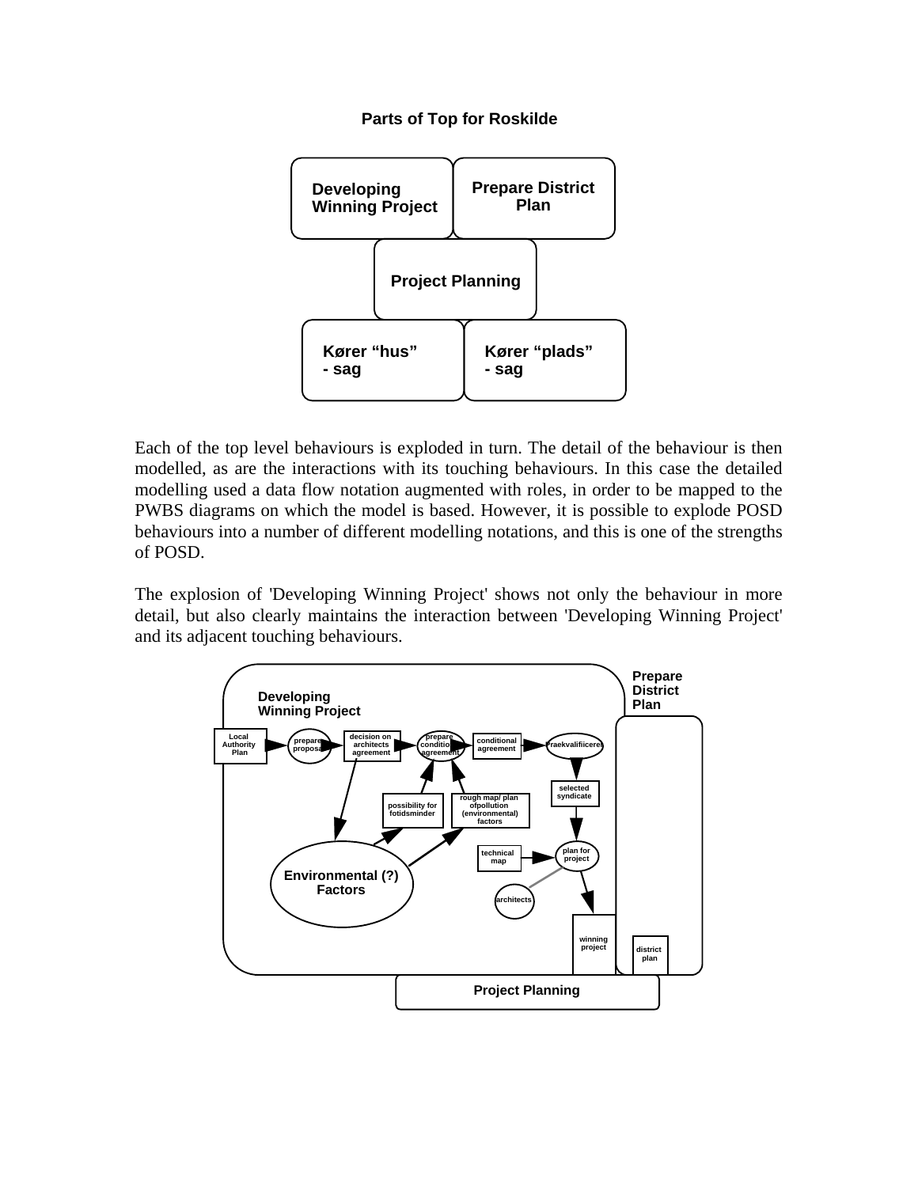**Parts of Top for Roskilde**

| Developing Winning Project | Prepare District Plan |
|---|---|
| Project Planning | |
| Kører "hus" - sag | Kører "plads" - sag |

Each of the top level behaviours is exploded in turn. The detail of the behaviour is then modelled, as are the interactions with its touching behaviours. In this case the detailed modelling used a data flow notation augmented with roles, in order to be mapped to the PWBS diagrams on which the model is based. However, it is possible to explode POSD behaviours into a number of different modelling notations, and this is one of the strengths of POSD.

The explosion of 'Developing Winning Project' shows not only the behaviour in more detail, but also clearly maintains the interaction between 'Developing Winning Project' and its adjacent touching behaviours.

Developing Winning Project

Prepare District Plan

Local Authority Plan → prepare proposal → decision on architects agreement → prepare conditional agreement → conditional agreement → Praekvalifiicerer → selected syndicate → plan for project → winning project

decision on architects agreement → Environmental (?) Factors → possibility for fotidsminder, rough map/ plan ofpollution (environmental) factors → prepare conditional agreement

technical map → plan for project

architects

district plan

Project Planning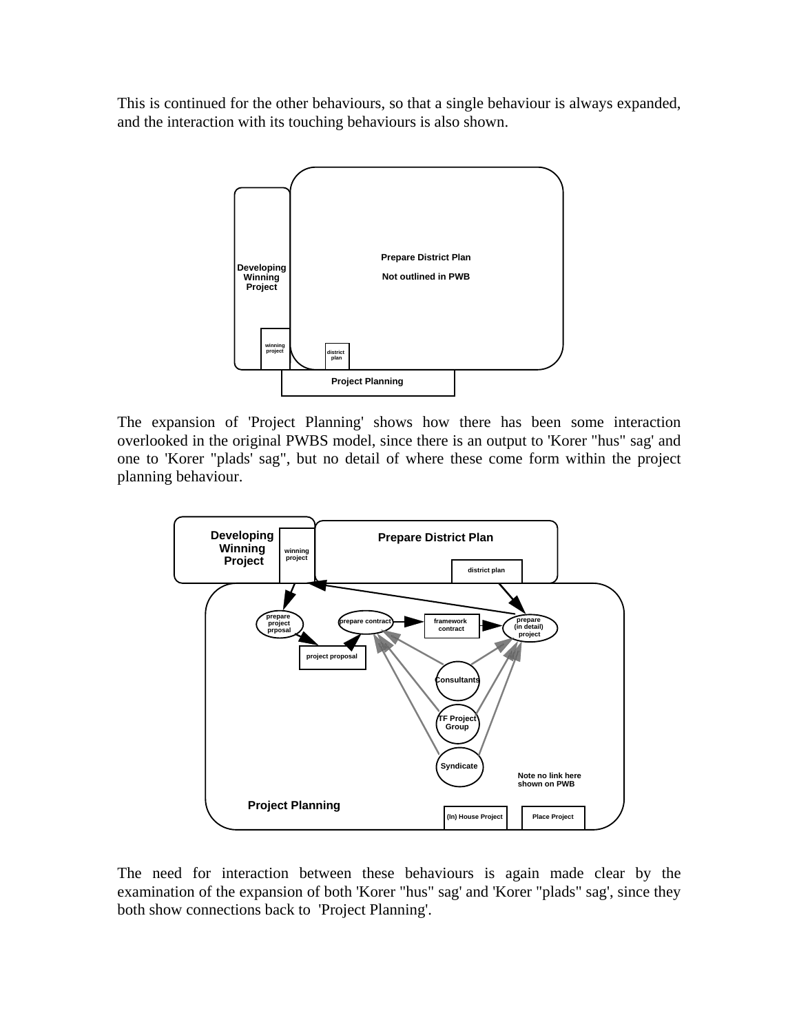This is continued for the other behaviours, so that a single behaviour is always expanded, and the interaction with its touching behaviours is also shown.

The expansion of 'Project Planning' shows how there has been some interaction overlooked in the original PWBS model, since there is an output to 'Korer "hus" sag' and one to 'Korer "plads' sag", but no detail of where these come form within the project planning behaviour.

The need for interaction between these behaviours is again made clear by the examination of the expansion of both 'Korer "hus" sag' and 'Korer "plads" sag', since they both show connections back to 'Project Planning'.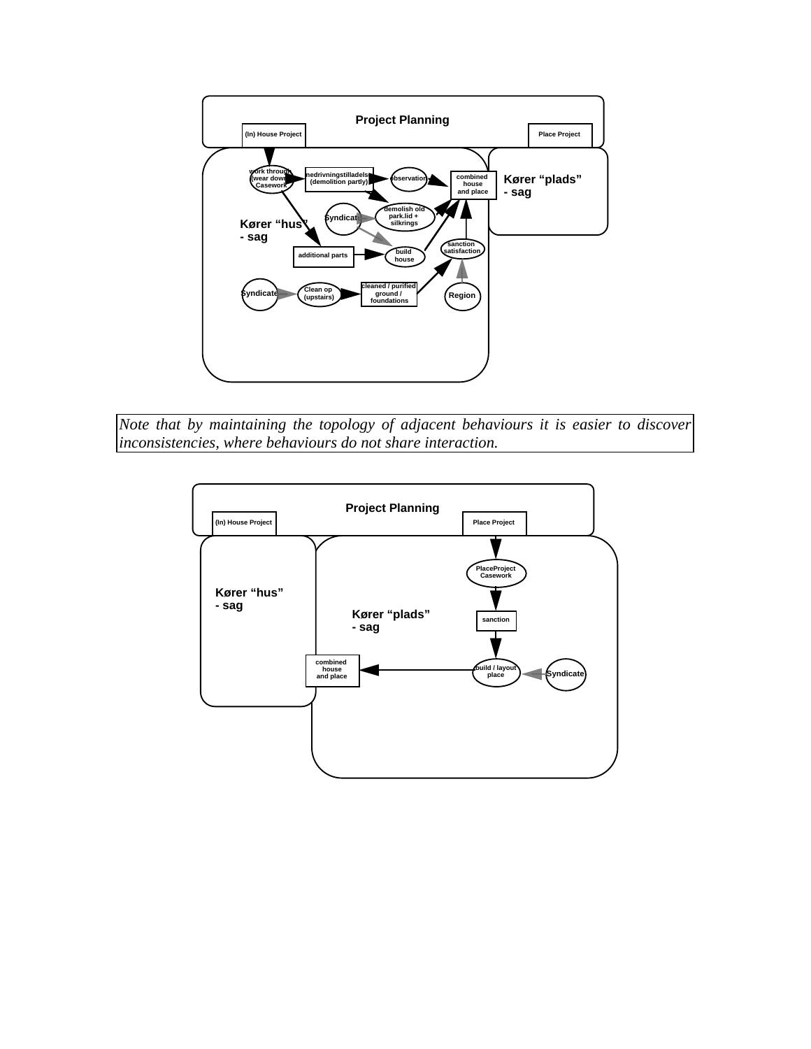Project Planning

(In) House Project

Place Project

work through (wear down) Casework

nedrivningstilladelse (demolition partly)

observation

combined house and place

Kører "plads" - sag

Syndicate

demolish old park.lid + silkrings

Kører "hus" - sag

additional parts

build house

sanction satisfaction

Syndicate

Clean op (upstairs)

cleaned / purified ground / foundations

Region

*Note that by maintaining the topology of adjacent behaviours it is easier to discover inconsistencies, where behaviours do not share interaction.*

Project Planning

(In) House Project

Place Project

PlaceProject Casework

Kører "hus" - sag

Kører "plads" - sag

sanction

combined house and place

build / layout place

Syndicate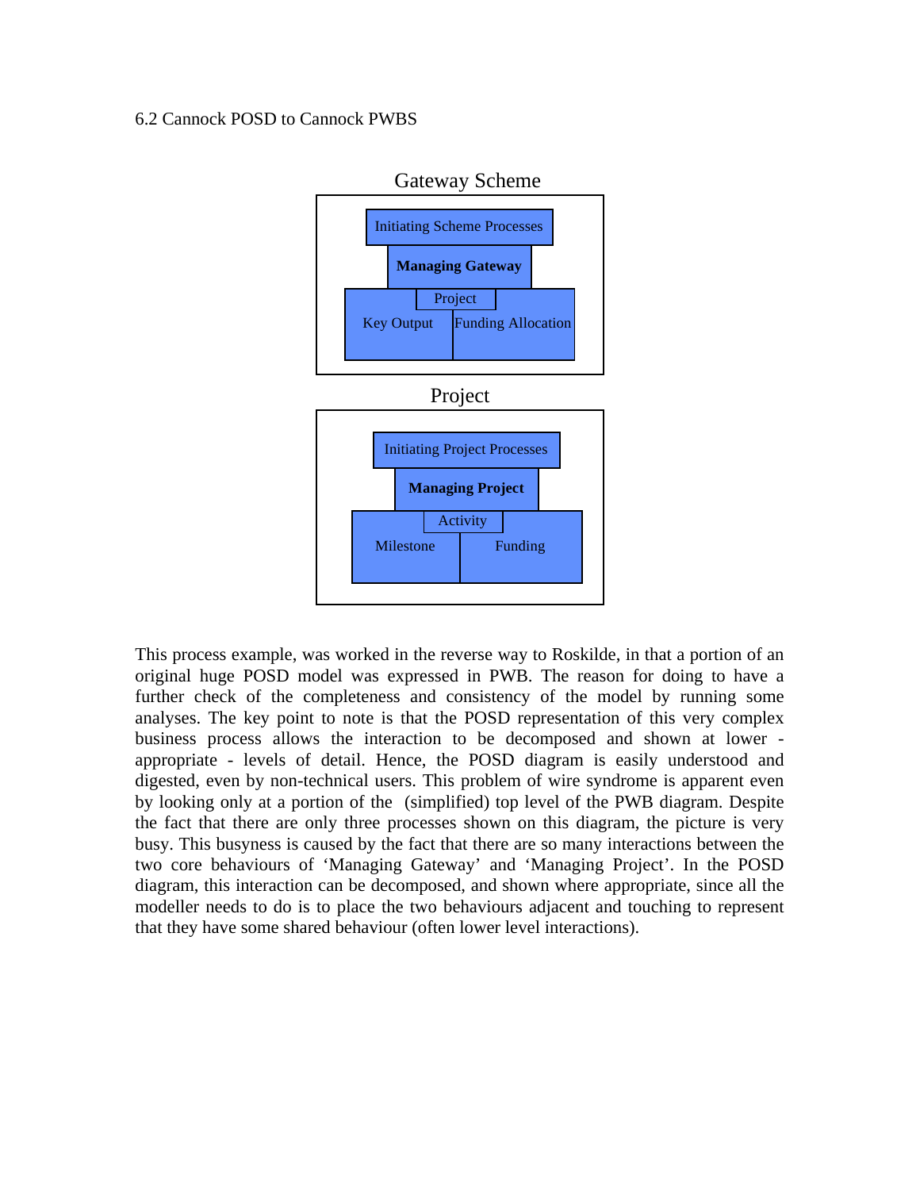6.2 Cannock POSD to Cannock PWBS

Gateway Scheme

Initiating Scheme Processes

**Managing Gateway**

Project

Key Output

Funding Allocation

Project

Initiating Project Processes

**Managing Project**

Activity

Milestone

Funding

This process example, was worked in the reverse way to Roskilde, in that a portion of an original huge POSD model was expressed in PWB. The reason for doing to have a further check of the completeness and consistency of the model by running some analyses. The key point to note is that the POSD representation of this very complex business process allows the interaction to be decomposed and shown at lower - appropriate - levels of detail. Hence, the POSD diagram is easily understood and digested, even by non-technical users. This problem of wire syndrome is apparent even by looking only at a portion of the (simplified) top level of the PWB diagram. Despite the fact that there are only three processes shown on this diagram, the picture is very busy. This busyness is caused by the fact that there are so many interactions between the two core behaviours of 'Managing Gateway' and 'Managing Project'. In the POSD diagram, this interaction can be decomposed, and shown where appropriate, since all the modeller needs to do is to place the two behaviours adjacent and touching to represent that they have some shared behaviour (often lower level interactions).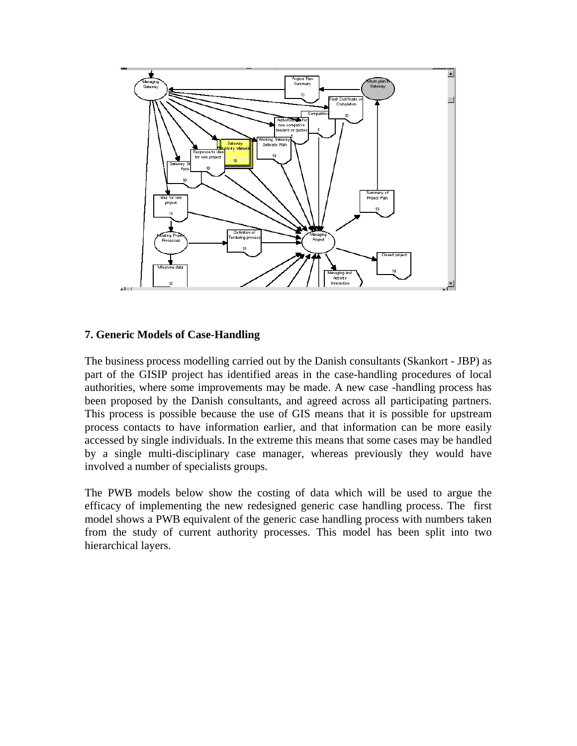## 7. Generic Models of Case-Handling

The business process modelling carried out by the Danish consultants (Skankort - JBP) as part of the GISIP project has identified areas in the case-handling procedures of local authorities, where some improvements may be made. A new case -handling process has been proposed by the Danish consultants, and agreed across all participating partners. This process is possible because the use of GIS means that it is possible for upstream process contacts to have information earlier, and that information can be more easily accessed by single individuals. In the extreme this means that some cases may be handled by a single multi-disciplinary case manager, whereas previously they would have involved a number of specialists groups.

The PWB models below show the costing of data which will be used to argue the efficacy of implementing the new redesigned generic case handling process. The first model shows a PWB equivalent of the generic case handling process with numbers taken from the study of current authority processes. This model has been split into two hierarchical layers.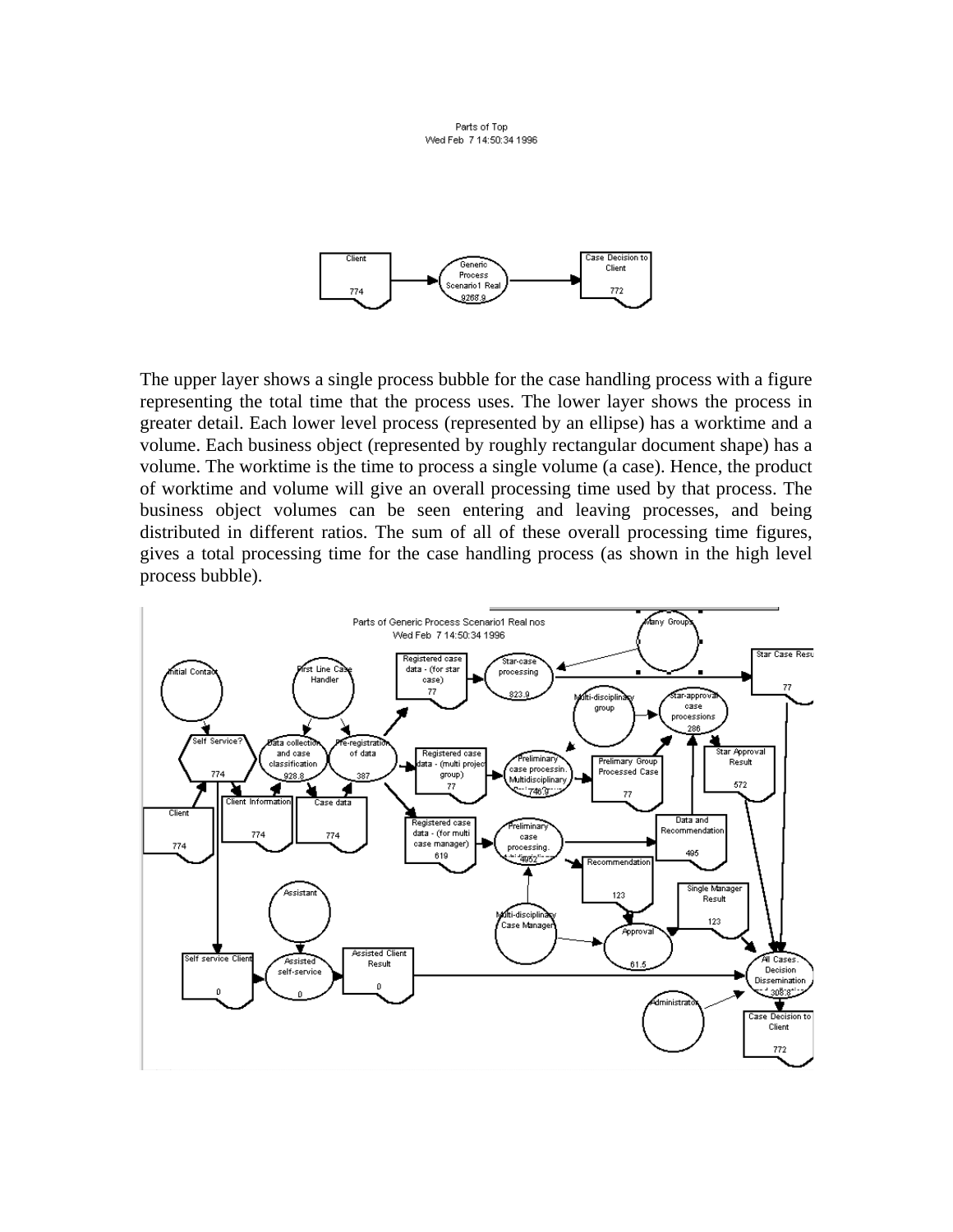The upper layer shows a single process bubble for the case handling process with a figure representing the total time that the process uses. The lower layer shows the process in greater detail. Each lower level process (represented by an ellipse) has a worktime and a volume. Each business object (represented by roughly rectangular document shape) has a volume. The worktime is the time to process a single volume (a case). Hence, the product of worktime and volume will give an overall processing time used by that process. The business object volumes can be seen entering and leaving processes, and being distributed in different ratios. The sum of all of these overall processing time figures, gives a total processing time for the case handling process (as shown in the high level process bubble).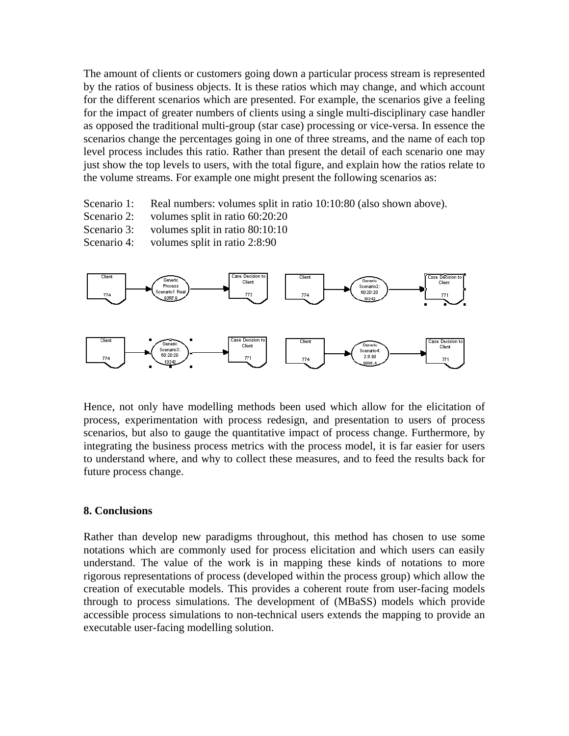The amount of clients or customers going down a particular process stream is represented by the ratios of business objects. It is these ratios which may change, and which account for the different scenarios which are presented. For example, the scenarios give a feeling for the impact of greater numbers of clients using a single multi-disciplinary case handler as opposed the traditional multi-group (star case) processing or vice-versa. In essence the scenarios change the percentages going in one of three streams, and the name of each top level process includes this ratio. Rather than present the detail of each scenario one may just show the top levels to users, with the total figure, and explain how the ratios relate to the volume streams. For example one might present the following scenarios as:

Scenario 1: Real numbers: volumes split in ratio 10:10:80 (also shown above).
Scenario 2: volumes split in ratio 60:20:20
Scenario 3: volumes split in ratio 80:10:10
Scenario 4: volumes split in ratio 2:8:90

Hence, not only have modelling methods been used which allow for the elicitation of process, experimentation with process redesign, and presentation to users of process scenarios, but also to gauge the quantitative impact of process change. Furthermore, by integrating the business process metrics with the process model, it is far easier for users to understand where, and why to collect these measures, and to feed the results back for future process change.

## 8. Conclusions

Rather than develop new paradigms throughout, this method has chosen to use some notations which are commonly used for process elicitation and which users can easily understand. The value of the work is in mapping these kinds of notations to more rigorous representations of process (developed within the process group) which allow the creation of executable models. This provides a coherent route from user-facing models through to process simulations. The development of (MBaSS) models which provide accessible process simulations to non-technical users extends the mapping to provide an executable user-facing modelling solution.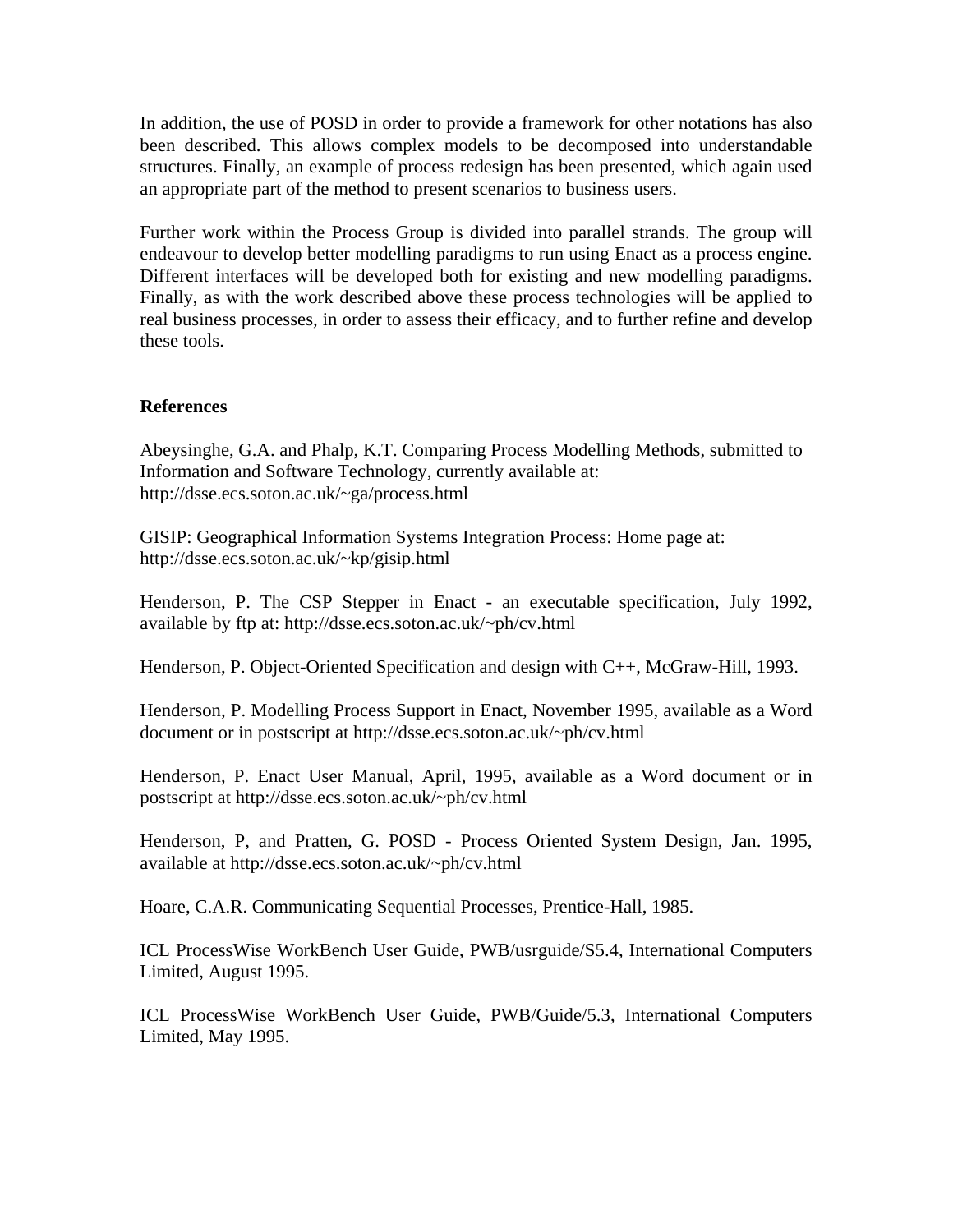In addition, the use of POSD in order to provide a framework for other notations has also been described. This allows complex models to be decomposed into understandable structures. Finally, an example of process redesign has been presented, which again used an appropriate part of the method to present scenarios to business users.

Further work within the Process Group is divided into parallel strands. The group will endeavour to develop better modelling paradigms to run using Enact as a process engine. Different interfaces will be developed both for existing and new modelling paradigms. Finally, as with the work described above these process technologies will be applied to real business processes, in order to assess their efficacy, and to further refine and develop these tools.

## References

Abeysinghe, G.A. and Phalp, K.T. Comparing Process Modelling Methods, submitted to Information and Software Technology, currently available at: http://dsse.ecs.soton.ac.uk/~ga/process.html

GISIP: Geographical Information Systems Integration Process: Home page at: http://dsse.ecs.soton.ac.uk/~kp/gisip.html

Henderson, P. The CSP Stepper in Enact - an executable specification, July 1992, available by ftp at: http://dsse.ecs.soton.ac.uk/~ph/cv.html

Henderson, P. Object-Oriented Specification and design with C++, McGraw-Hill, 1993.

Henderson, P. Modelling Process Support in Enact, November 1995, available as a Word document or in postscript at http://dsse.ecs.soton.ac.uk/~ph/cv.html

Henderson, P. Enact User Manual, April, 1995, available as a Word document or in postscript at http://dsse.ecs.soton.ac.uk/~ph/cv.html

Henderson, P, and Pratten, G. POSD - Process Oriented System Design, Jan. 1995, available at http://dsse.ecs.soton.ac.uk/~ph/cv.html

Hoare, C.A.R. Communicating Sequential Processes, Prentice-Hall, 1985.

ICL ProcessWise WorkBench User Guide, PWB/usrguide/S5.4, International Computers Limited, August 1995.

ICL ProcessWise WorkBench User Guide, PWB/Guide/5.3, International Computers Limited, May 1995.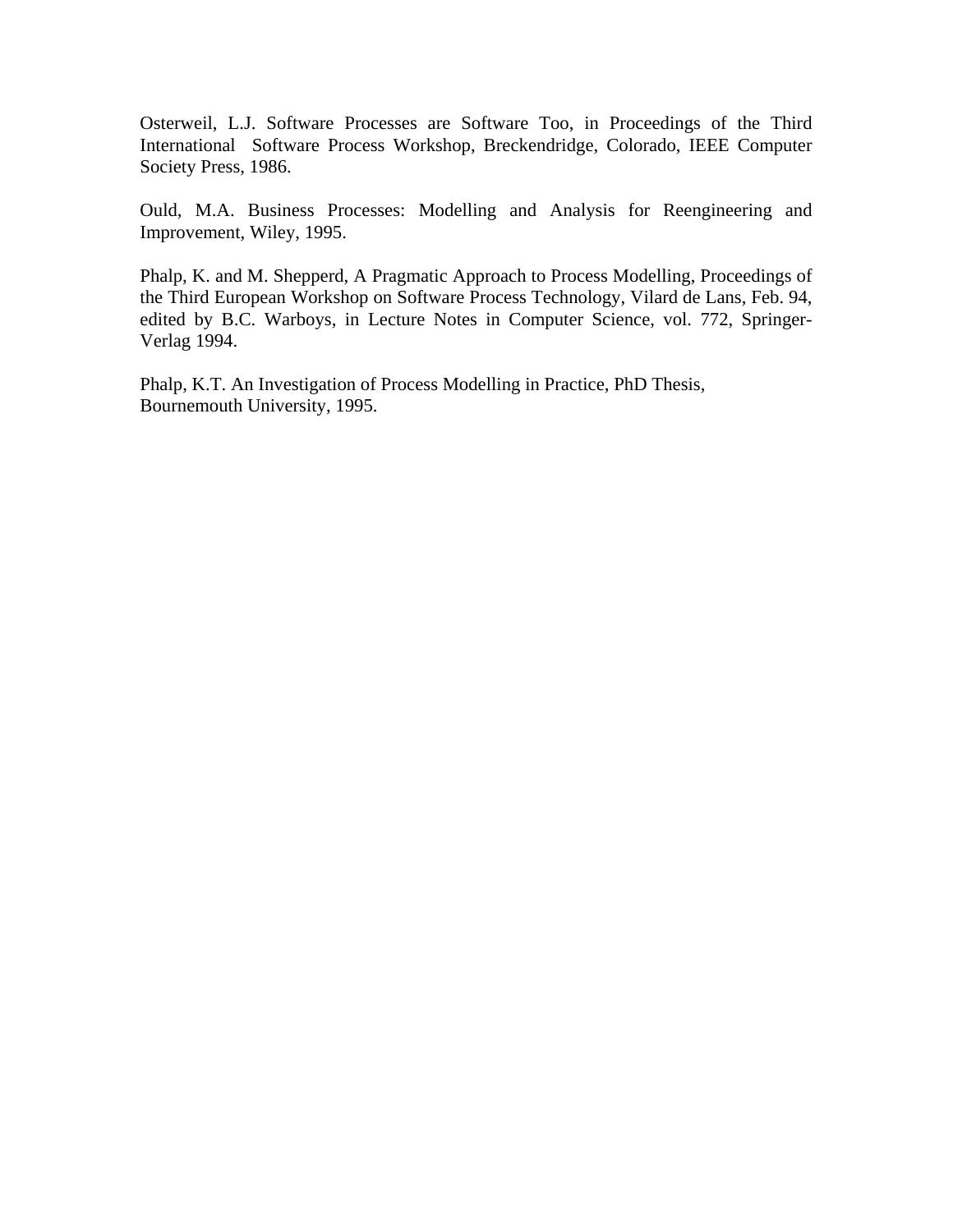Osterweil, L.J. Software Processes are Software Too, in Proceedings of the Third International Software Process Workshop, Breckendridge, Colorado, IEEE Computer Society Press, 1986.

Ould, M.A. Business Processes: Modelling and Analysis for Reengineering and Improvement, Wiley, 1995.

Phalp, K. and M. Shepperd, A Pragmatic Approach to Process Modelling, Proceedings of the Third European Workshop on Software Process Technology, Vilard de Lans, Feb. 94, edited by B.C. Warboys, in Lecture Notes in Computer Science, vol. 772, Springer-Verlag 1994.

Phalp, K.T. An Investigation of Process Modelling in Practice, PhD Thesis, Bournemouth University, 1995.